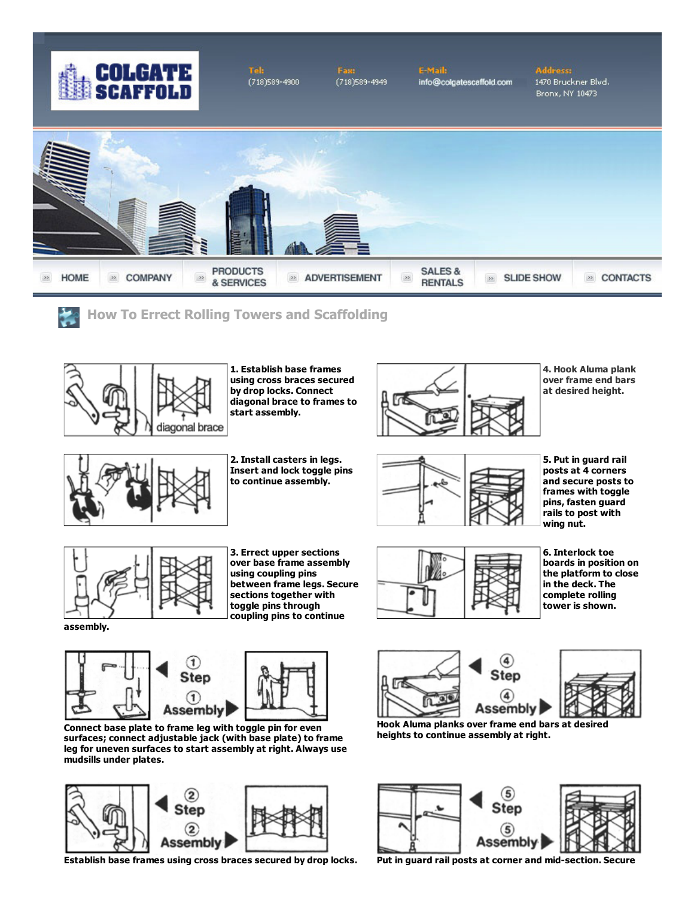# COLGATE SCAFFOLD

**Tel:** (718)589-4900

**Fax:** (718)589-4949

**E-Mail:** info@colgatescaffold.com

**Address:** 1470 Bruckner Blvd. Bronx, NY 10473

HOME | COMPANY | PRODUCTS & SERVICES | ADVERTISEMENT | SALES & RENTALS | SLIDE SHOW | CONTACTS

## How To Errect Rolling Towers and Scaffolding

**1. Establish base frames using cross braces secured by drop locks. Connect diagonal brace to frames to start assembly.**

**2. Install casters in legs. Insert and lock toggle pins to continue assembly.**

**3. Errect upper sections over base frame assembly using coupling pins between frame legs. Secure sections together with toggle pins through coupling pins to continue assembly.**

**4. Hook Aluma plank over frame end bars at desired height.**

**5. Put in guard rail posts at 4 corners and secure posts to frames with toggle pins, fasten guard rails to post with wing nut.**

**6. Interlock toe boards in position on the platform to close in the deck. The complete rolling tower is shown.**

**Step 1 / Assembly 1**

**Connect base plate to frame leg with toggle pin for even surfaces; connect adjustable jack (with base plate) to frame leg for uneven surfaces to start assembly at right. Always use mudsills under plates.**

**Step 2 / Assembly 2**

**Establish base frames using cross braces secured by drop locks.**

**Step 4 / Assembly 4**

**Hook Aluma planks over frame end bars at desired heights to continue assembly at right.**

**Step 5 / Assembly 5**

**Put in guard rail posts at corner and mid-section. Secure**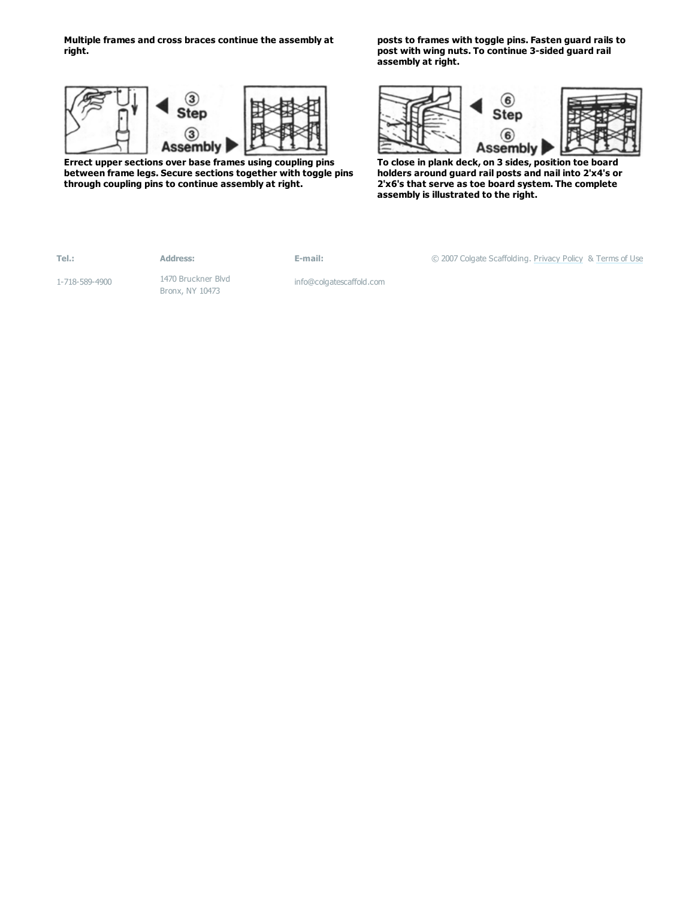**Multiple frames and cross braces continue the assembly at right.**

**Erect upper sections over base frames using coupling pins between frame legs. Secure sections together with toggle pins through coupling pins to continue assembly at right.**

**posts to frames with toggle pins. Fasten guard rails to post with wing nuts. To continue 3-sided guard rail assembly at right.**

**To close in plank deck, on 3 sides, position toe board holders around guard rail posts and nail into 2'x4's or 2'x6's that serve as toe board system. The complete assembly is illustrated to the right.**

**Tel.:**

1-718-589-4900

**Address:**

1470 Bruckner Blvd
Bronx, NY 10473

**E-mail:**

info@colgatescaffold.com

© 2007 Colgate Scaffolding. Privacy Policy & Terms of Use